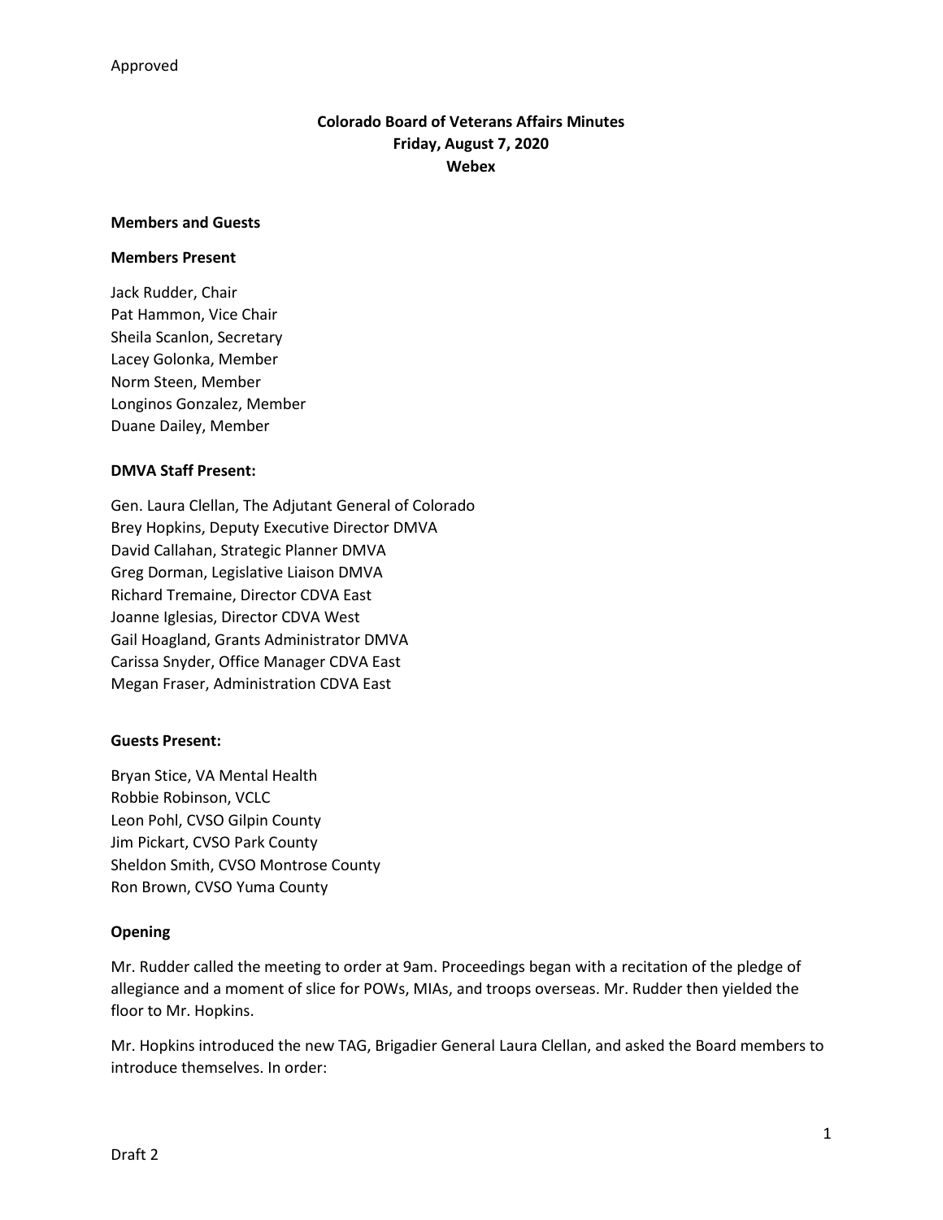Approved

# Colorado Board of Veterans Affairs Minutes
**Friday, August 7, 2020**
**Webex**

## Members and Guests

### Members Present

Jack Rudder, Chair
Pat Hammon, Vice Chair
Sheila Scanlon, Secretary
Lacey Golonka, Member
Norm Steen, Member
Longinos Gonzalez, Member
Duane Dailey, Member

### DMVA Staff Present:

Gen. Laura Clellan, The Adjutant General of Colorado
Brey Hopkins, Deputy Executive Director DMVA
David Callahan, Strategic Planner DMVA
Greg Dorman, Legislative Liaison DMVA
Richard Tremaine, Director CDVA East
Joanne Iglesias, Director CDVA West
Gail Hoagland, Grants Administrator DMVA
Carissa Snyder, Office Manager CDVA East
Megan Fraser, Administration CDVA East

### Guests Present:

Bryan Stice, VA Mental Health
Robbie Robinson, VCLC
Leon Pohl, CVSO Gilpin County
Jim Pickart, CVSO Park County
Sheldon Smith, CVSO Montrose County
Ron Brown, CVSO Yuma County

## Opening

Mr. Rudder called the meeting to order at 9am. Proceedings began with a recitation of the pledge of allegiance and a moment of slice for POWs, MIAs, and troops overseas. Mr. Rudder then yielded the floor to Mr. Hopkins.

Mr. Hopkins introduced the new TAG, Brigadier General Laura Clellan, and asked the Board members to introduce themselves. In order:

Draft 2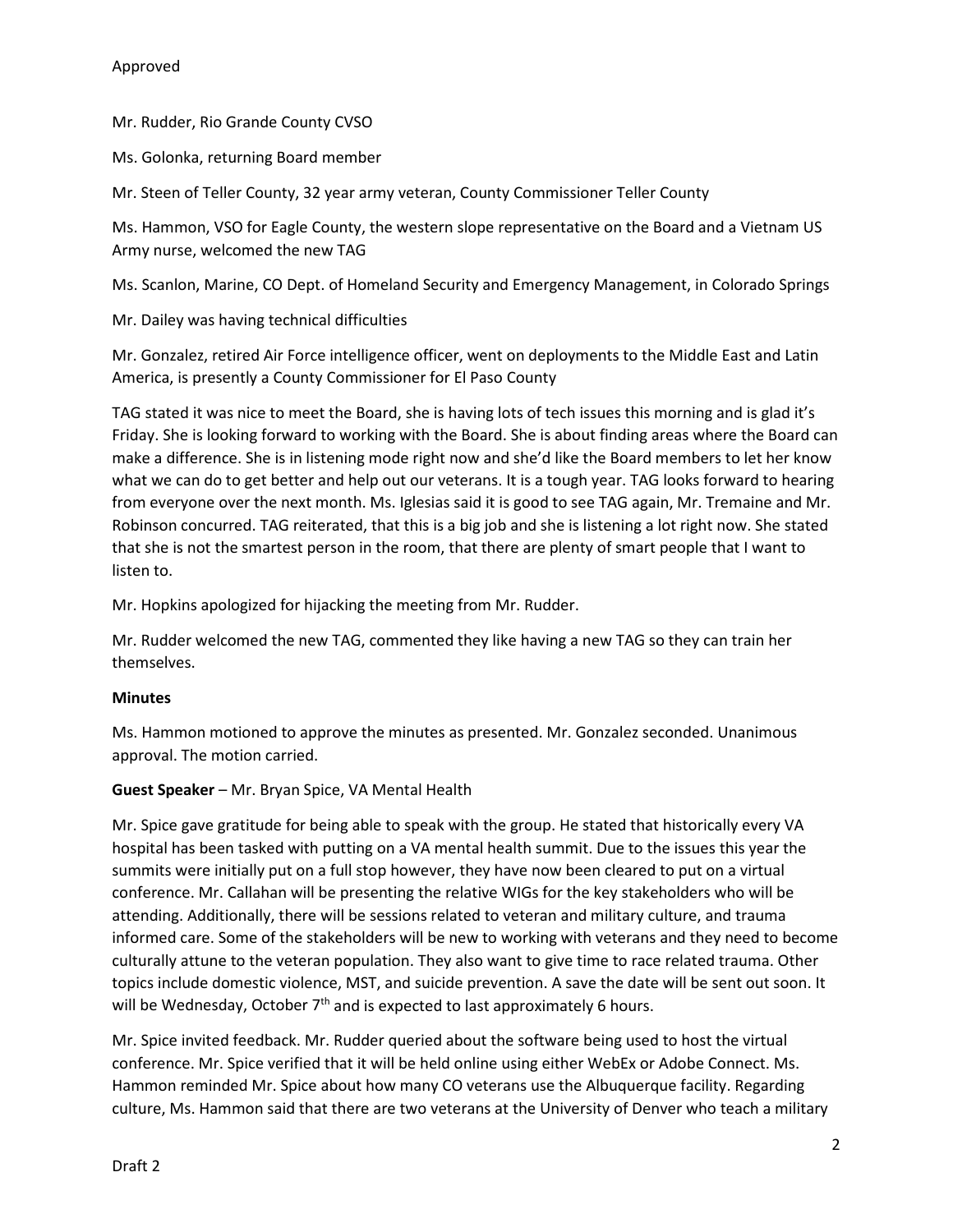Mr. Rudder, Rio Grande County CVSO

Ms. Golonka, returning Board member

Mr. Steen of Teller County, 32 year army veteran, County Commissioner Teller County

Ms. Hammon, VSO for Eagle County, the western slope representative on the Board and a Vietnam US Army nurse, welcomed the new TAG

Ms. Scanlon, Marine, CO Dept. of Homeland Security and Emergency Management, in Colorado Springs

Mr. Dailey was having technical difficulties

Mr. Gonzalez, retired Air Force intelligence officer, went on deployments to the Middle East and Latin America, is presently a County Commissioner for El Paso County

TAG stated it was nice to meet the Board, she is having lots of tech issues this morning and is glad it's Friday. She is looking forward to working with the Board. She is about finding areas where the Board can make a difference. She is in listening mode right now and she'd like the Board members to let her know what we can do to get better and help out our veterans. It is a tough year. TAG looks forward to hearing from everyone over the next month. Ms. Iglesias said it is good to see TAG again, Mr. Tremaine and Mr. Robinson concurred. TAG reiterated, that this is a big job and she is listening a lot right now. She stated that she is not the smartest person in the room, that there are plenty of smart people that I want to listen to.

Mr. Hopkins apologized for hijacking the meeting from Mr. Rudder.

Mr. Rudder welcomed the new TAG, commented they like having a new TAG so they can train her themselves.

**Minutes**

Ms. Hammon motioned to approve the minutes as presented. Mr. Gonzalez seconded. Unanimous approval. The motion carried.

**Guest Speaker** – Mr. Bryan Spice, VA Mental Health

Mr. Spice gave gratitude for being able to speak with the group. He stated that historically every VA hospital has been tasked with putting on a VA mental health summit. Due to the issues this year the summits were initially put on a full stop however, they have now been cleared to put on a virtual conference. Mr. Callahan will be presenting the relative WIGs for the key stakeholders who will be attending. Additionally, there will be sessions related to veteran and military culture, and trauma informed care. Some of the stakeholders will be new to working with veterans and they need to become culturally attune to the veteran population. They also want to give time to race related trauma. Other topics include domestic violence, MST, and suicide prevention. A save the date will be sent out soon. It will be Wednesday, October 7th and is expected to last approximately 6 hours.

Mr. Spice invited feedback. Mr. Rudder queried about the software being used to host the virtual conference. Mr. Spice verified that it will be held online using either WebEx or Adobe Connect. Ms. Hammon reminded Mr. Spice about how many CO veterans use the Albuquerque facility. Regarding culture, Ms. Hammon said that there are two veterans at the University of Denver who teach a military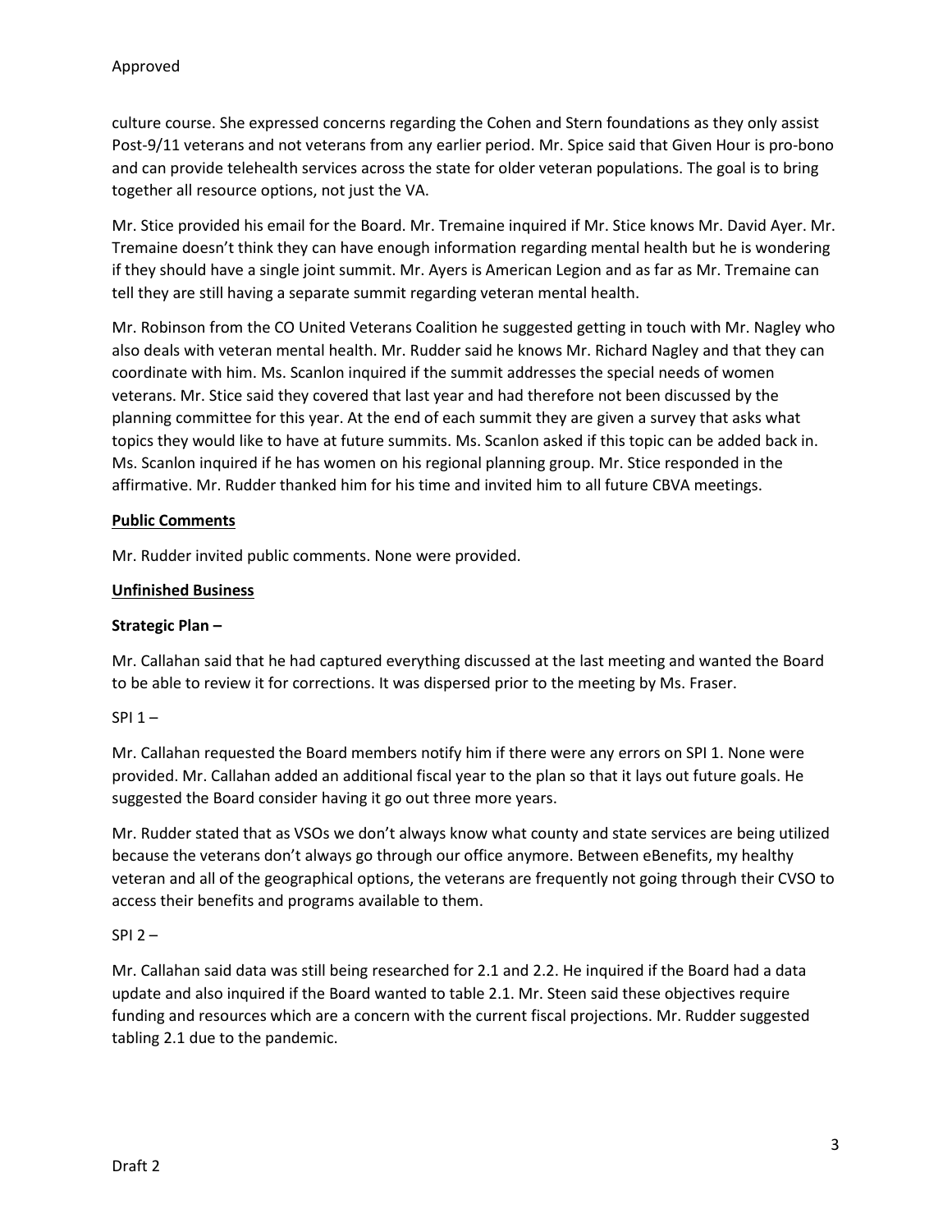culture course. She expressed concerns regarding the Cohen and Stern foundations as they only assist Post-9/11 veterans and not veterans from any earlier period. Mr. Spice said that Given Hour is pro-bono and can provide telehealth services across the state for older veteran populations. The goal is to bring together all resource options, not just the VA.

Mr. Stice provided his email for the Board. Mr. Tremaine inquired if Mr. Stice knows Mr. David Ayer. Mr. Tremaine doesn't think they can have enough information regarding mental health but he is wondering if they should have a single joint summit. Mr. Ayers is American Legion and as far as Mr. Tremaine can tell they are still having a separate summit regarding veteran mental health.

Mr. Robinson from the CO United Veterans Coalition he suggested getting in touch with Mr. Nagley who also deals with veteran mental health. Mr. Rudder said he knows Mr. Richard Nagley and that they can coordinate with him. Ms. Scanlon inquired if the summit addresses the special needs of women veterans. Mr. Stice said they covered that last year and had therefore not been discussed by the planning committee for this year. At the end of each summit they are given a survey that asks what topics they would like to have at future summits. Ms. Scanlon asked if this topic can be added back in. Ms. Scanlon inquired if he has women on his regional planning group. Mr. Stice responded in the affirmative. Mr. Rudder thanked him for his time and invited him to all future CBVA meetings.

**Public Comments**

Mr. Rudder invited public comments. None were provided.

**Unfinished Business**

**Strategic Plan –**

Mr. Callahan said that he had captured everything discussed at the last meeting and wanted the Board to be able to review it for corrections. It was dispersed prior to the meeting by Ms. Fraser.

SPI 1 –

Mr. Callahan requested the Board members notify him if there were any errors on SPI 1. None were provided. Mr. Callahan added an additional fiscal year to the plan so that it lays out future goals. He suggested the Board consider having it go out three more years.

Mr. Rudder stated that as VSOs we don't always know what county and state services are being utilized because the veterans don't always go through our office anymore. Between eBenefits, my healthy veteran and all of the geographical options, the veterans are frequently not going through their CVSO to access their benefits and programs available to them.

SPI 2 –

Mr. Callahan said data was still being researched for 2.1 and 2.2. He inquired if the Board had a data update and also inquired if the Board wanted to table 2.1. Mr. Steen said these objectives require funding and resources which are a concern with the current fiscal projections. Mr. Rudder suggested tabling 2.1 due to the pandemic.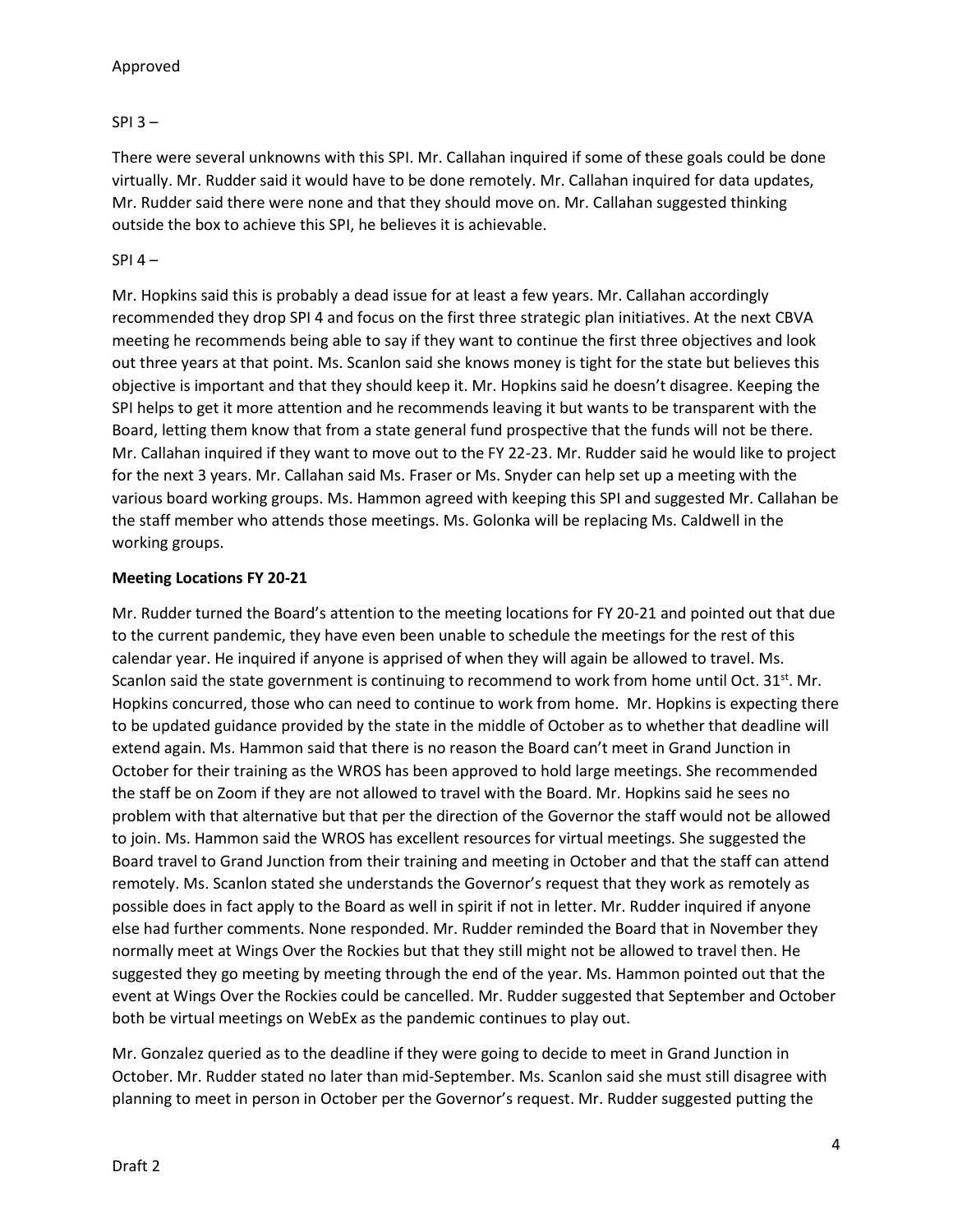SPI 3 –

There were several unknowns with this SPI. Mr. Callahan inquired if some of these goals could be done virtually. Mr. Rudder said it would have to be done remotely. Mr. Callahan inquired for data updates, Mr. Rudder said there were none and that they should move on. Mr. Callahan suggested thinking outside the box to achieve this SPI, he believes it is achievable.

SPI 4 –

Mr. Hopkins said this is probably a dead issue for at least a few years. Mr. Callahan accordingly recommended they drop SPI 4 and focus on the first three strategic plan initiatives. At the next CBVA meeting he recommends being able to say if they want to continue the first three objectives and look out three years at that point. Ms. Scanlon said she knows money is tight for the state but believes this objective is important and that they should keep it. Mr. Hopkins said he doesn't disagree. Keeping the SPI helps to get it more attention and he recommends leaving it but wants to be transparent with the Board, letting them know that from a state general fund prospective that the funds will not be there. Mr. Callahan inquired if they want to move out to the FY 22-23. Mr. Rudder said he would like to project for the next 3 years. Mr. Callahan said Ms. Fraser or Ms. Snyder can help set up a meeting with the various board working groups. Ms. Hammon agreed with keeping this SPI and suggested Mr. Callahan be the staff member who attends those meetings. Ms. Golonka will be replacing Ms. Caldwell in the working groups.

**Meeting Locations FY 20-21**

Mr. Rudder turned the Board's attention to the meeting locations for FY 20-21 and pointed out that due to the current pandemic, they have even been unable to schedule the meetings for the rest of this calendar year. He inquired if anyone is apprised of when they will again be allowed to travel. Ms. Scanlon said the state government is continuing to recommend to work from home until Oct. 31st. Mr. Hopkins concurred, those who can need to continue to work from home. Mr. Hopkins is expecting there to be updated guidance provided by the state in the middle of October as to whether that deadline will extend again. Ms. Hammon said that there is no reason the Board can't meet in Grand Junction in October for their training as the WROS has been approved to hold large meetings. She recommended the staff be on Zoom if they are not allowed to travel with the Board. Mr. Hopkins said he sees no problem with that alternative but that per the direction of the Governor the staff would not be allowed to join. Ms. Hammon said the WROS has excellent resources for virtual meetings. She suggested the Board travel to Grand Junction from their training and meeting in October and that the staff can attend remotely. Ms. Scanlon stated she understands the Governor's request that they work as remotely as possible does in fact apply to the Board as well in spirit if not in letter. Mr. Rudder inquired if anyone else had further comments. None responded. Mr. Rudder reminded the Board that in November they normally meet at Wings Over the Rockies but that they still might not be allowed to travel then. He suggested they go meeting by meeting through the end of the year. Ms. Hammon pointed out that the event at Wings Over the Rockies could be cancelled. Mr. Rudder suggested that September and October both be virtual meetings on WebEx as the pandemic continues to play out.

Mr. Gonzalez queried as to the deadline if they were going to decide to meet in Grand Junction in October. Mr. Rudder stated no later than mid-September. Ms. Scanlon said she must still disagree with planning to meet in person in October per the Governor's request. Mr. Rudder suggested putting the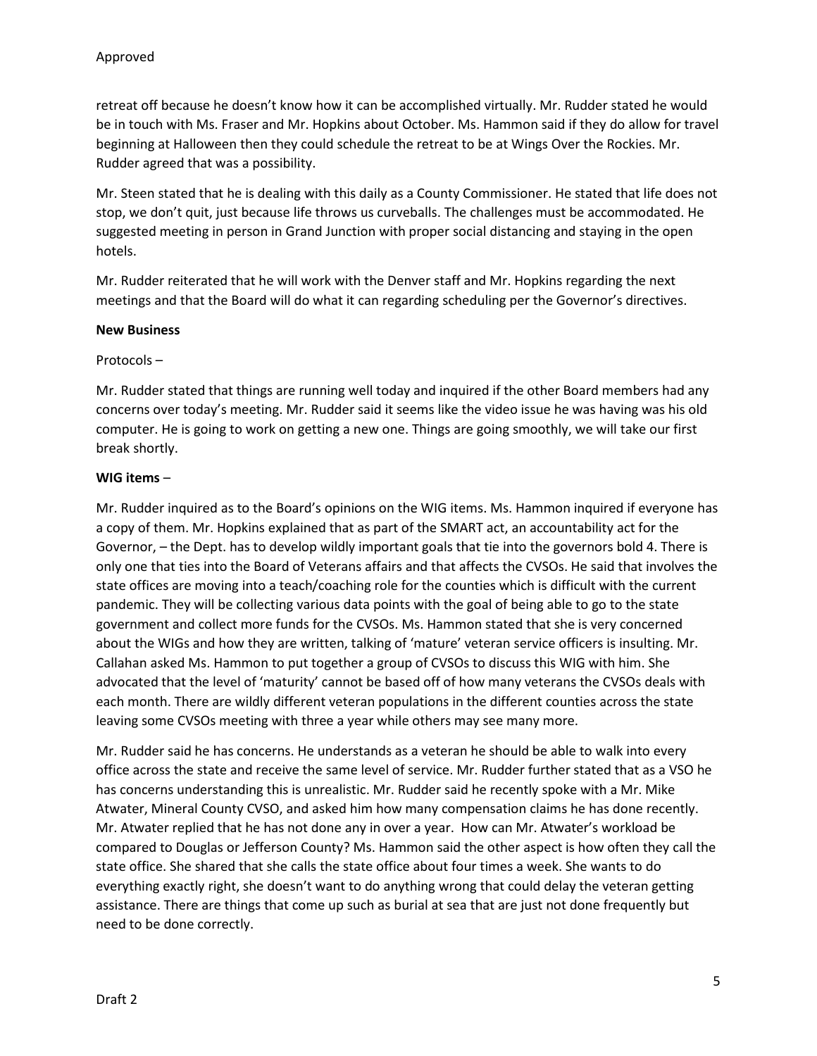retreat off because he doesn't know how it can be accomplished virtually. Mr. Rudder stated he would be in touch with Ms. Fraser and Mr. Hopkins about October. Ms. Hammon said if they do allow for travel beginning at Halloween then they could schedule the retreat to be at Wings Over the Rockies. Mr. Rudder agreed that was a possibility.

Mr. Steen stated that he is dealing with this daily as a County Commissioner. He stated that life does not stop, we don't quit, just because life throws us curveballs. The challenges must be accommodated. He suggested meeting in person in Grand Junction with proper social distancing and staying in the open hotels.

Mr. Rudder reiterated that he will work with the Denver staff and Mr. Hopkins regarding the next meetings and that the Board will do what it can regarding scheduling per the Governor's directives.

**New Business**

Protocols –

Mr. Rudder stated that things are running well today and inquired if the other Board members had any concerns over today's meeting. Mr. Rudder said it seems like the video issue he was having was his old computer. He is going to work on getting a new one. Things are going smoothly, we will take our first break shortly.

**WIG items** –

Mr. Rudder inquired as to the Board's opinions on the WIG items. Ms. Hammon inquired if everyone has a copy of them. Mr. Hopkins explained that as part of the SMART act, an accountability act for the Governor, – the Dept. has to develop wildly important goals that tie into the governors bold 4. There is only one that ties into the Board of Veterans affairs and that affects the CVSOs. He said that involves the state offices are moving into a teach/coaching role for the counties which is difficult with the current pandemic. They will be collecting various data points with the goal of being able to go to the state government and collect more funds for the CVSOs. Ms. Hammon stated that she is very concerned about the WIGs and how they are written, talking of 'mature' veteran service officers is insulting. Mr. Callahan asked Ms. Hammon to put together a group of CVSOs to discuss this WIG with him. She advocated that the level of 'maturity' cannot be based off of how many veterans the CVSOs deals with each month. There are wildly different veteran populations in the different counties across the state leaving some CVSOs meeting with three a year while others may see many more.

Mr. Rudder said he has concerns. He understands as a veteran he should be able to walk into every office across the state and receive the same level of service. Mr. Rudder further stated that as a VSO he has concerns understanding this is unrealistic. Mr. Rudder said he recently spoke with a Mr. Mike Atwater, Mineral County CVSO, and asked him how many compensation claims he has done recently. Mr. Atwater replied that he has not done any in over a year. How can Mr. Atwater's workload be compared to Douglas or Jefferson County? Ms. Hammon said the other aspect is how often they call the state office. She shared that she calls the state office about four times a week. She wants to do everything exactly right, she doesn't want to do anything wrong that could delay the veteran getting assistance. There are things that come up such as burial at sea that are just not done frequently but need to be done correctly.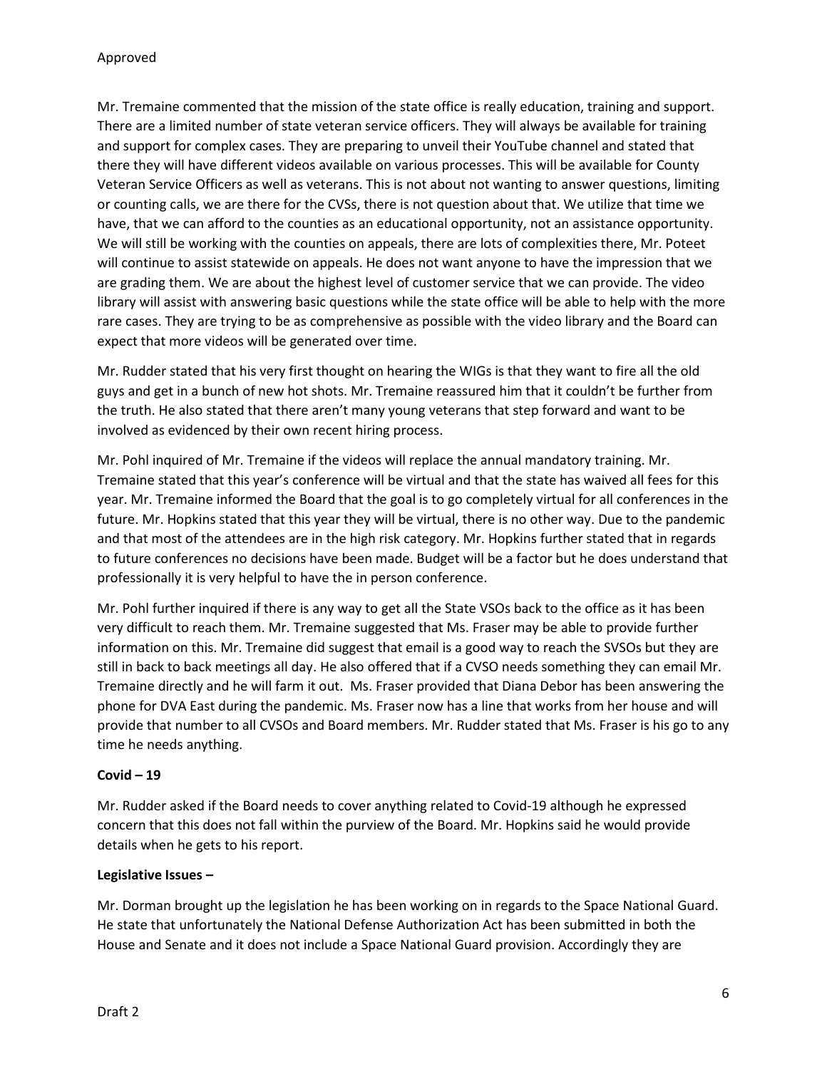Mr. Tremaine commented that the mission of the state office is really education, training and support. There are a limited number of state veteran service officers. They will always be available for training and support for complex cases. They are preparing to unveil their YouTube channel and stated that there they will have different videos available on various processes. This will be available for County Veteran Service Officers as well as veterans. This is not about not wanting to answer questions, limiting or counting calls, we are there for the CVSs, there is not question about that. We utilize that time we have, that we can afford to the counties as an educational opportunity, not an assistance opportunity. We will still be working with the counties on appeals, there are lots of complexities there, Mr. Poteet will continue to assist statewide on appeals. He does not want anyone to have the impression that we are grading them. We are about the highest level of customer service that we can provide. The video library will assist with answering basic questions while the state office will be able to help with the more rare cases. They are trying to be as comprehensive as possible with the video library and the Board can expect that more videos will be generated over time.

Mr. Rudder stated that his very first thought on hearing the WIGs is that they want to fire all the old guys and get in a bunch of new hot shots. Mr. Tremaine reassured him that it couldn't be further from the truth. He also stated that there aren't many young veterans that step forward and want to be involved as evidenced by their own recent hiring process.

Mr. Pohl inquired of Mr. Tremaine if the videos will replace the annual mandatory training. Mr. Tremaine stated that this year's conference will be virtual and that the state has waived all fees for this year. Mr. Tremaine informed the Board that the goal is to go completely virtual for all conferences in the future. Mr. Hopkins stated that this year they will be virtual, there is no other way. Due to the pandemic and that most of the attendees are in the high risk category. Mr. Hopkins further stated that in regards to future conferences no decisions have been made. Budget will be a factor but he does understand that professionally it is very helpful to have the in person conference.

Mr. Pohl further inquired if there is any way to get all the State VSOs back to the office as it has been very difficult to reach them. Mr. Tremaine suggested that Ms. Fraser may be able to provide further information on this. Mr. Tremaine did suggest that email is a good way to reach the SVSOs but they are still in back to back meetings all day. He also offered that if a CVSO needs something they can email Mr. Tremaine directly and he will farm it out. Ms. Fraser provided that Diana Debor has been answering the phone for DVA East during the pandemic. Ms. Fraser now has a line that works from her house and will provide that number to all CVSOs and Board members. Mr. Rudder stated that Ms. Fraser is his go to any time he needs anything.

**Covid – 19**

Mr. Rudder asked if the Board needs to cover anything related to Covid-19 although he expressed concern that this does not fall within the purview of the Board. Mr. Hopkins said he would provide details when he gets to his report.

**Legislative Issues –**

Mr. Dorman brought up the legislation he has been working on in regards to the Space National Guard. He state that unfortunately the National Defense Authorization Act has been submitted in both the House and Senate and it does not include a Space National Guard provision. Accordingly they are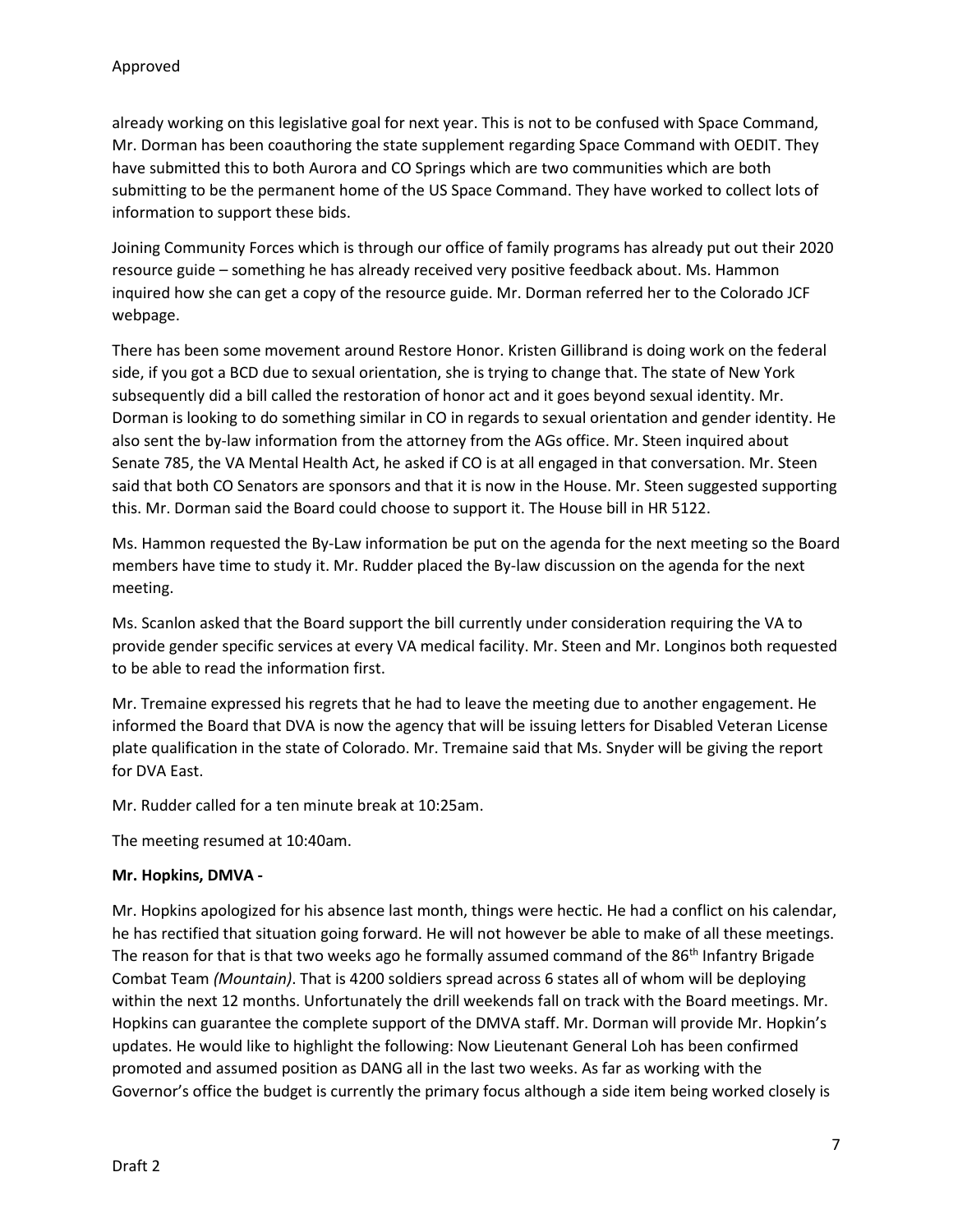already working on this legislative goal for next year. This is not to be confused with Space Command, Mr. Dorman has been coauthoring the state supplement regarding Space Command with OEDIT. They have submitted this to both Aurora and CO Springs which are two communities which are both submitting to be the permanent home of the US Space Command. They have worked to collect lots of information to support these bids.

Joining Community Forces which is through our office of family programs has already put out their 2020 resource guide – something he has already received very positive feedback about. Ms. Hammon inquired how she can get a copy of the resource guide. Mr. Dorman referred her to the Colorado JCF webpage.

There has been some movement around Restore Honor. Kristen Gillibrand is doing work on the federal side, if you got a BCD due to sexual orientation, she is trying to change that. The state of New York subsequently did a bill called the restoration of honor act and it goes beyond sexual identity. Mr. Dorman is looking to do something similar in CO in regards to sexual orientation and gender identity. He also sent the by-law information from the attorney from the AGs office. Mr. Steen inquired about Senate 785, the VA Mental Health Act, he asked if CO is at all engaged in that conversation. Mr. Steen said that both CO Senators are sponsors and that it is now in the House. Mr. Steen suggested supporting this. Mr. Dorman said the Board could choose to support it. The House bill in HR 5122.

Ms. Hammon requested the By-Law information be put on the agenda for the next meeting so the Board members have time to study it. Mr. Rudder placed the By-law discussion on the agenda for the next meeting.

Ms. Scanlon asked that the Board support the bill currently under consideration requiring the VA to provide gender specific services at every VA medical facility. Mr. Steen and Mr. Longinos both requested to be able to read the information first.

Mr. Tremaine expressed his regrets that he had to leave the meeting due to another engagement. He informed the Board that DVA is now the agency that will be issuing letters for Disabled Veteran License plate qualification in the state of Colorado. Mr. Tremaine said that Ms. Snyder will be giving the report for DVA East.

Mr. Rudder called for a ten minute break at 10:25am.

The meeting resumed at 10:40am.

**Mr. Hopkins, DMVA -**

Mr. Hopkins apologized for his absence last month, things were hectic. He had a conflict on his calendar, he has rectified that situation going forward. He will not however be able to make of all these meetings. The reason for that is that two weeks ago he formally assumed command of the 86th Infantry Brigade Combat Team *(Mountain)*. That is 4200 soldiers spread across 6 states all of whom will be deploying within the next 12 months. Unfortunately the drill weekends fall on track with the Board meetings. Mr. Hopkins can guarantee the complete support of the DMVA staff. Mr. Dorman will provide Mr. Hopkin's updates. He would like to highlight the following: Now Lieutenant General Loh has been confirmed promoted and assumed position as DANG all in the last two weeks. As far as working with the Governor's office the budget is currently the primary focus although a side item being worked closely is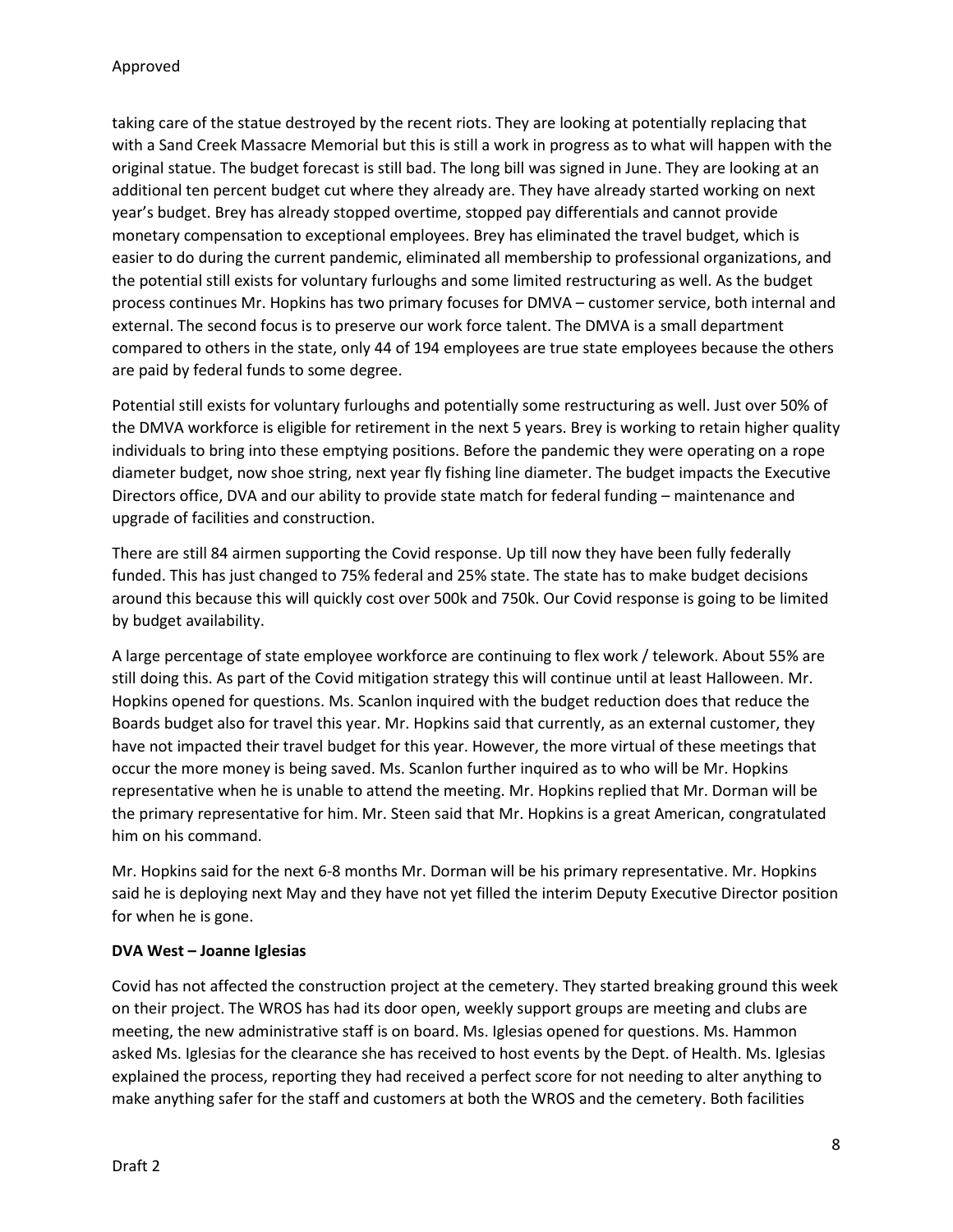taking care of the statue destroyed by the recent riots. They are looking at potentially replacing that with a Sand Creek Massacre Memorial but this is still a work in progress as to what will happen with the original statue. The budget forecast is still bad. The long bill was signed in June. They are looking at an additional ten percent budget cut where they already are. They have already started working on next year's budget. Brey has already stopped overtime, stopped pay differentials and cannot provide monetary compensation to exceptional employees. Brey has eliminated the travel budget, which is easier to do during the current pandemic, eliminated all membership to professional organizations, and the potential still exists for voluntary furloughs and some limited restructuring as well. As the budget process continues Mr. Hopkins has two primary focuses for DMVA – customer service, both internal and external. The second focus is to preserve our work force talent. The DMVA is a small department compared to others in the state, only 44 of 194 employees are true state employees because the others are paid by federal funds to some degree.

Potential still exists for voluntary furloughs and potentially some restructuring as well. Just over 50% of the DMVA workforce is eligible for retirement in the next 5 years. Brey is working to retain higher quality individuals to bring into these emptying positions. Before the pandemic they were operating on a rope diameter budget, now shoe string, next year fly fishing line diameter. The budget impacts the Executive Directors office, DVA and our ability to provide state match for federal funding – maintenance and upgrade of facilities and construction.

There are still 84 airmen supporting the Covid response. Up till now they have been fully federally funded. This has just changed to 75% federal and 25% state. The state has to make budget decisions around this because this will quickly cost over 500k and 750k. Our Covid response is going to be limited by budget availability.

A large percentage of state employee workforce are continuing to flex work / telework. About 55% are still doing this. As part of the Covid mitigation strategy this will continue until at least Halloween. Mr. Hopkins opened for questions. Ms. Scanlon inquired with the budget reduction does that reduce the Boards budget also for travel this year. Mr. Hopkins said that currently, as an external customer, they have not impacted their travel budget for this year. However, the more virtual of these meetings that occur the more money is being saved. Ms. Scanlon further inquired as to who will be Mr. Hopkins representative when he is unable to attend the meeting. Mr. Hopkins replied that Mr. Dorman will be the primary representative for him. Mr. Steen said that Mr. Hopkins is a great American, congratulated him on his command.

Mr. Hopkins said for the next 6-8 months Mr. Dorman will be his primary representative. Mr. Hopkins said he is deploying next May and they have not yet filled the interim Deputy Executive Director position for when he is gone.

**DVA West – Joanne Iglesias**

Covid has not affected the construction project at the cemetery. They started breaking ground this week on their project. The WROS has had its door open, weekly support groups are meeting and clubs are meeting, the new administrative staff is on board. Ms. Iglesias opened for questions. Ms. Hammon asked Ms. Iglesias for the clearance she has received to host events by the Dept. of Health. Ms. Iglesias explained the process, reporting they had received a perfect score for not needing to alter anything to make anything safer for the staff and customers at both the WROS and the cemetery. Both facilities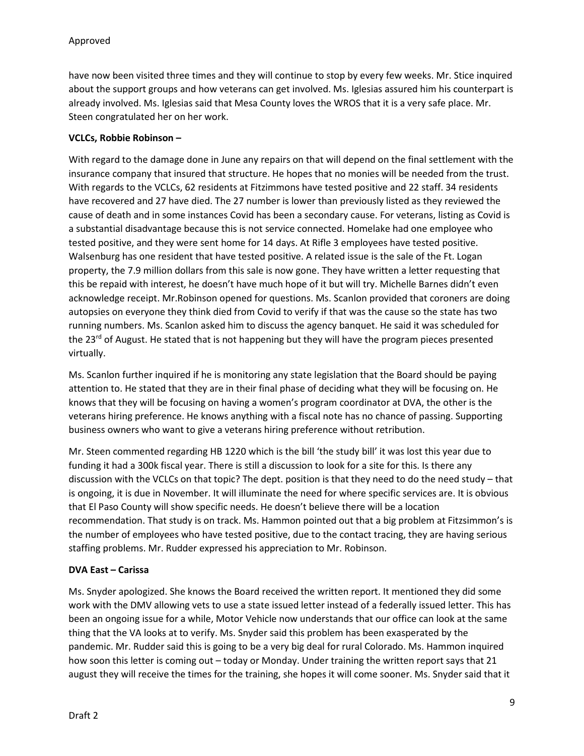have now been visited three times and they will continue to stop by every few weeks. Mr. Stice inquired about the support groups and how veterans can get involved. Ms. Iglesias assured him his counterpart is already involved. Ms. Iglesias said that Mesa County loves the WROS that it is a very safe place. Mr. Steen congratulated her on her work.

**VCLCs, Robbie Robinson –**

With regard to the damage done in June any repairs on that will depend on the final settlement with the insurance company that insured that structure. He hopes that no monies will be needed from the trust. With regards to the VCLCs, 62 residents at Fitzimmons have tested positive and 22 staff. 34 residents have recovered and 27 have died. The 27 number is lower than previously listed as they reviewed the cause of death and in some instances Covid has been a secondary cause. For veterans, listing as Covid is a substantial disadvantage because this is not service connected. Homelake had one employee who tested positive, and they were sent home for 14 days. At Rifle 3 employees have tested positive. Walsenburg has one resident that have tested positive. A related issue is the sale of the Ft. Logan property, the 7.9 million dollars from this sale is now gone. They have written a letter requesting that this be repaid with interest, he doesn't have much hope of it but will try. Michelle Barnes didn't even acknowledge receipt. Mr.Robinson opened for questions. Ms. Scanlon provided that coroners are doing autopsies on everyone they think died from Covid to verify if that was the cause so the state has two running numbers. Ms. Scanlon asked him to discuss the agency banquet. He said it was scheduled for the 23rd of August. He stated that is not happening but they will have the program pieces presented virtually.

Ms. Scanlon further inquired if he is monitoring any state legislation that the Board should be paying attention to. He stated that they are in their final phase of deciding what they will be focusing on. He knows that they will be focusing on having a women's program coordinator at DVA, the other is the veterans hiring preference. He knows anything with a fiscal note has no chance of passing. Supporting business owners who want to give a veterans hiring preference without retribution.

Mr. Steen commented regarding HB 1220 which is the bill 'the study bill' it was lost this year due to funding it had a 300k fiscal year. There is still a discussion to look for a site for this. Is there any discussion with the VCLCs on that topic? The dept. position is that they need to do the need study – that is ongoing, it is due in November. It will illuminate the need for where specific services are. It is obvious that El Paso County will show specific needs. He doesn't believe there will be a location recommendation. That study is on track. Ms. Hammon pointed out that a big problem at Fitzsimmon's is the number of employees who have tested positive, due to the contact tracing, they are having serious staffing problems. Mr. Rudder expressed his appreciation to Mr. Robinson.

**DVA East – Carissa**

Ms. Snyder apologized. She knows the Board received the written report. It mentioned they did some work with the DMV allowing vets to use a state issued letter instead of a federally issued letter. This has been an ongoing issue for a while, Motor Vehicle now understands that our office can look at the same thing that the VA looks at to verify. Ms. Snyder said this problem has been exasperated by the pandemic. Mr. Rudder said this is going to be a very big deal for rural Colorado. Ms. Hammon inquired how soon this letter is coming out – today or Monday. Under training the written report says that 21 august they will receive the times for the training, she hopes it will come sooner. Ms. Snyder said that it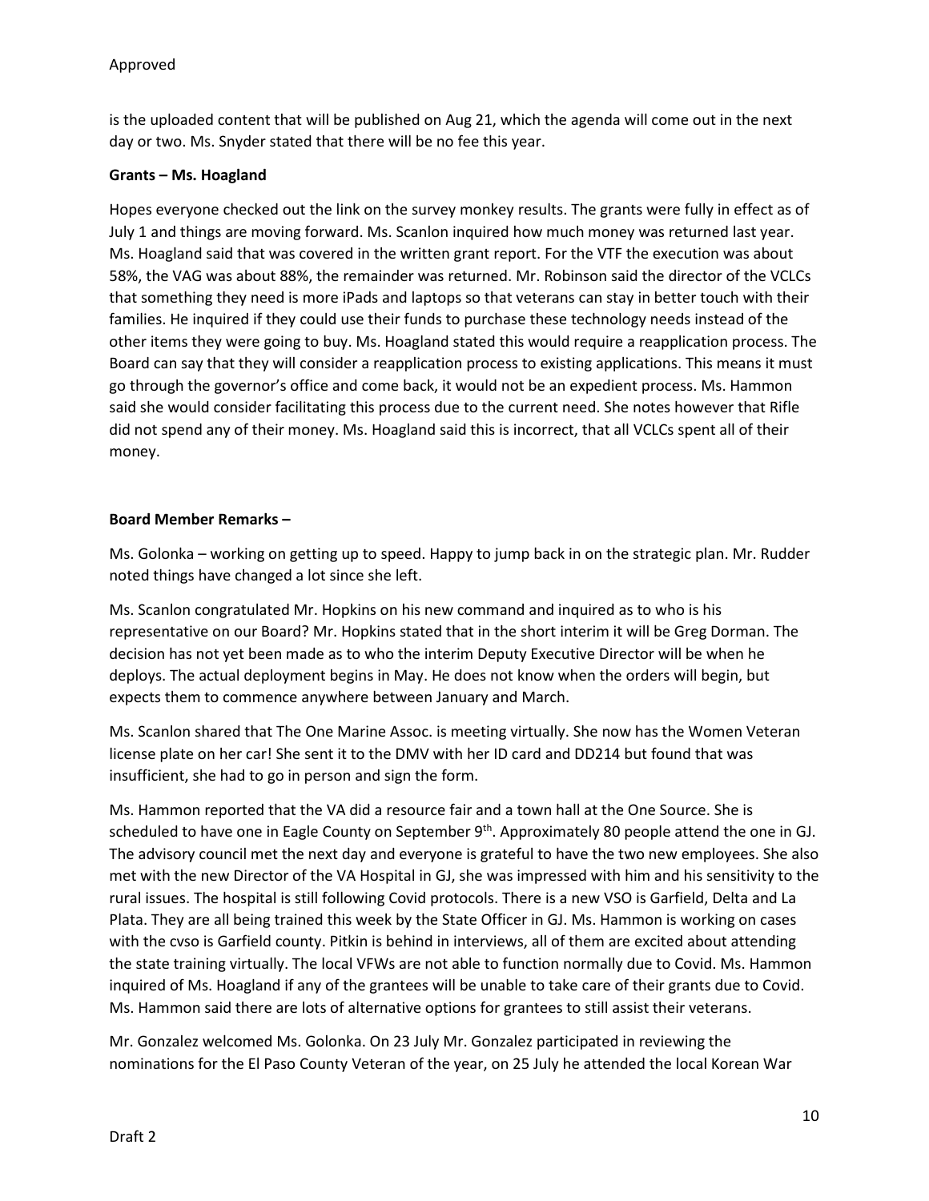is the uploaded content that will be published on Aug 21, which the agenda will come out in the next day or two. Ms. Snyder stated that there will be no fee this year.

**Grants – Ms. Hoagland**

Hopes everyone checked out the link on the survey monkey results. The grants were fully in effect as of July 1 and things are moving forward. Ms. Scanlon inquired how much money was returned last year. Ms. Hoagland said that was covered in the written grant report. For the VTF the execution was about 58%, the VAG was about 88%, the remainder was returned. Mr. Robinson said the director of the VCLCs that something they need is more iPads and laptops so that veterans can stay in better touch with their families. He inquired if they could use their funds to purchase these technology needs instead of the other items they were going to buy. Ms. Hoagland stated this would require a reapplication process. The Board can say that they will consider a reapplication process to existing applications. This means it must go through the governor's office and come back, it would not be an expedient process. Ms. Hammon said she would consider facilitating this process due to the current need. She notes however that Rifle did not spend any of their money. Ms. Hoagland said this is incorrect, that all VCLCs spent all of their money.

**Board Member Remarks –**

Ms. Golonka – working on getting up to speed. Happy to jump back in on the strategic plan. Mr. Rudder noted things have changed a lot since she left.

Ms. Scanlon congratulated Mr. Hopkins on his new command and inquired as to who is his representative on our Board? Mr. Hopkins stated that in the short interim it will be Greg Dorman. The decision has not yet been made as to who the interim Deputy Executive Director will be when he deploys. The actual deployment begins in May. He does not know when the orders will begin, but expects them to commence anywhere between January and March.

Ms. Scanlon shared that The One Marine Assoc. is meeting virtually. She now has the Women Veteran license plate on her car! She sent it to the DMV with her ID card and DD214 but found that was insufficient, she had to go in person and sign the form.

Ms. Hammon reported that the VA did a resource fair and a town hall at the One Source. She is scheduled to have one in Eagle County on September 9th. Approximately 80 people attend the one in GJ. The advisory council met the next day and everyone is grateful to have the two new employees. She also met with the new Director of the VA Hospital in GJ, she was impressed with him and his sensitivity to the rural issues. The hospital is still following Covid protocols. There is a new VSO is Garfield, Delta and La Plata. They are all being trained this week by the State Officer in GJ. Ms. Hammon is working on cases with the cvso is Garfield county. Pitkin is behind in interviews, all of them are excited about attending the state training virtually. The local VFWs are not able to function normally due to Covid. Ms. Hammon inquired of Ms. Hoagland if any of the grantees will be unable to take care of their grants due to Covid. Ms. Hammon said there are lots of alternative options for grantees to still assist their veterans.

Mr. Gonzalez welcomed Ms. Golonka. On 23 July Mr. Gonzalez participated in reviewing the nominations for the El Paso County Veteran of the year, on 25 July he attended the local Korean War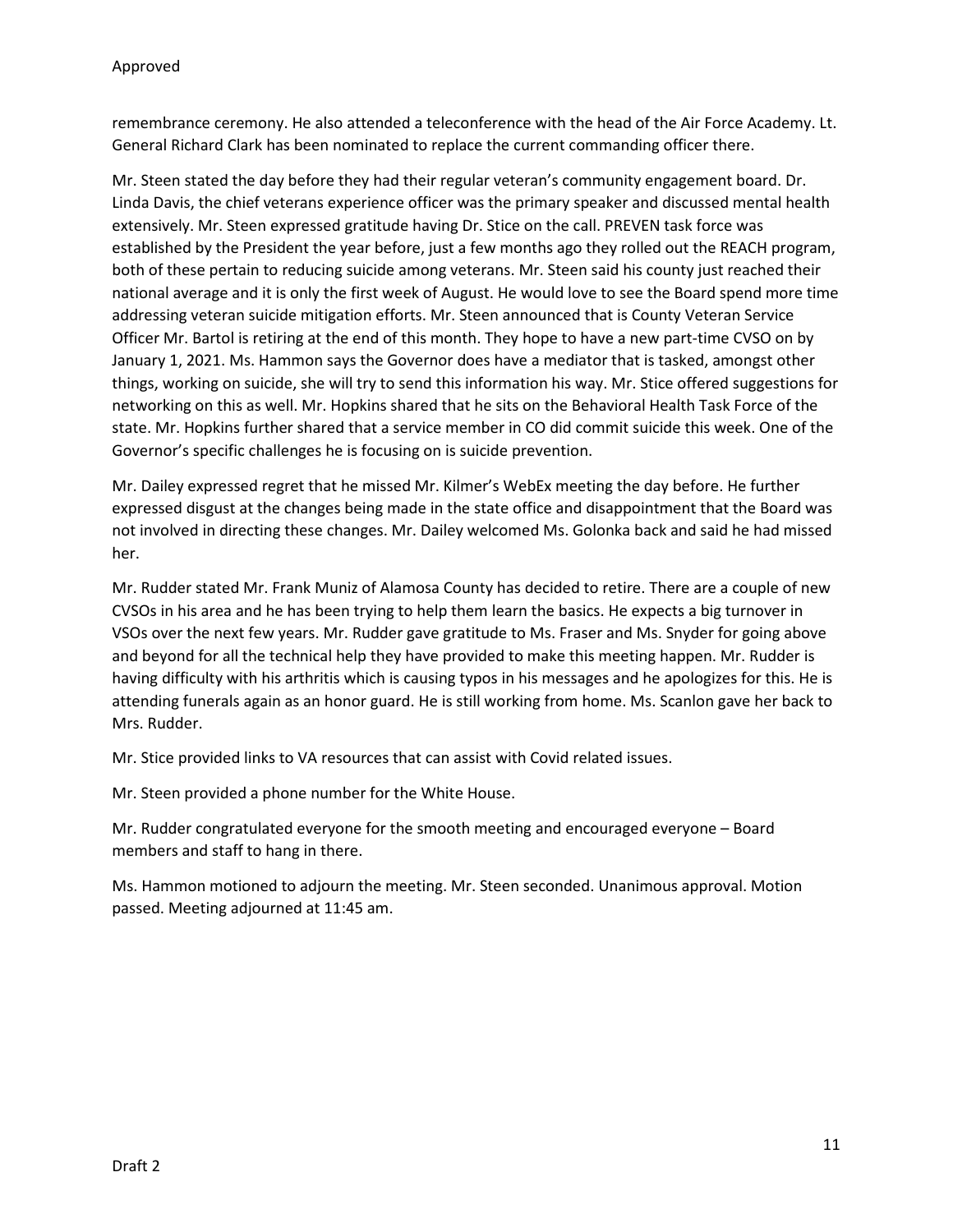remembrance ceremony. He also attended a teleconference with the head of the Air Force Academy. Lt. General Richard Clark has been nominated to replace the current commanding officer there.

Mr. Steen stated the day before they had their regular veteran's community engagement board. Dr. Linda Davis, the chief veterans experience officer was the primary speaker and discussed mental health extensively. Mr. Steen expressed gratitude having Dr. Stice on the call. PREVEN task force was established by the President the year before, just a few months ago they rolled out the REACH program, both of these pertain to reducing suicide among veterans. Mr. Steen said his county just reached their national average and it is only the first week of August. He would love to see the Board spend more time addressing veteran suicide mitigation efforts. Mr. Steen announced that is County Veteran Service Officer Mr. Bartol is retiring at the end of this month. They hope to have a new part-time CVSO on by January 1, 2021. Ms. Hammon says the Governor does have a mediator that is tasked, amongst other things, working on suicide, she will try to send this information his way. Mr. Stice offered suggestions for networking on this as well. Mr. Hopkins shared that he sits on the Behavioral Health Task Force of the state. Mr. Hopkins further shared that a service member in CO did commit suicide this week. One of the Governor's specific challenges he is focusing on is suicide prevention.

Mr. Dailey expressed regret that he missed Mr. Kilmer's WebEx meeting the day before. He further expressed disgust at the changes being made in the state office and disappointment that the Board was not involved in directing these changes. Mr. Dailey welcomed Ms. Golonka back and said he had missed her.

Mr. Rudder stated Mr. Frank Muniz of Alamosa County has decided to retire. There are a couple of new CVSOs in his area and he has been trying to help them learn the basics. He expects a big turnover in VSOs over the next few years. Mr. Rudder gave gratitude to Ms. Fraser and Ms. Snyder for going above and beyond for all the technical help they have provided to make this meeting happen. Mr. Rudder is having difficulty with his arthritis which is causing typos in his messages and he apologizes for this. He is attending funerals again as an honor guard. He is still working from home. Ms. Scanlon gave her back to Mrs. Rudder.

Mr. Stice provided links to VA resources that can assist with Covid related issues.

Mr. Steen provided a phone number for the White House.

Mr. Rudder congratulated everyone for the smooth meeting and encouraged everyone – Board members and staff to hang in there.

Ms. Hammon motioned to adjourn the meeting. Mr. Steen seconded. Unanimous approval. Motion passed. Meeting adjourned at 11:45 am.